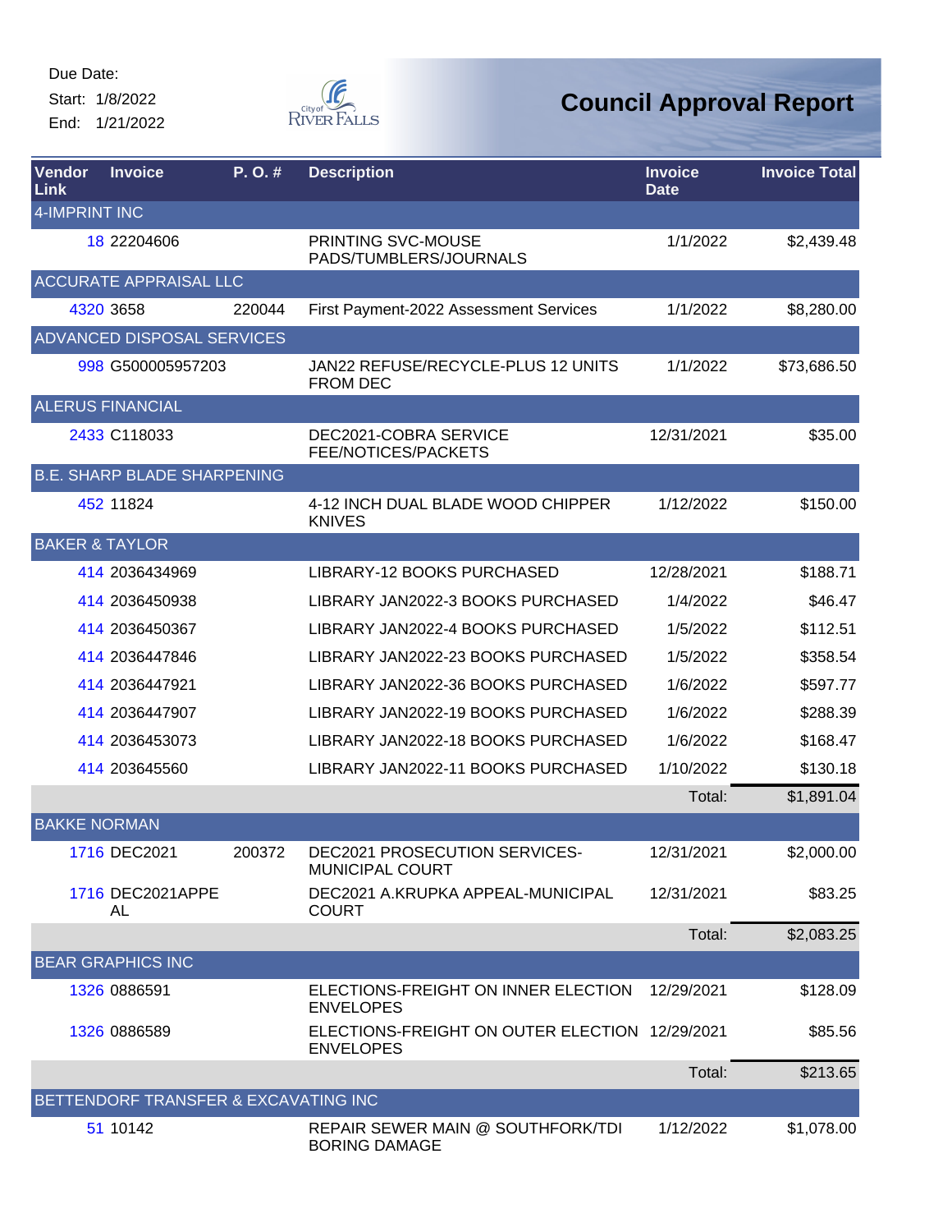Due Date:
Start: 1/8/2022
End: 1/21/2022

City of River Falls

# Council Approval Report

| Vendor Link | Invoice | P. O. # | Description | Invoice Date | Invoice Total |
|---|---|---|---|---|---|
| 4-IMPRINT INC | | | | | |
| 18 | 22204606 | | PRINTING SVC-MOUSE PADS/TUMBLERS/JOURNALS | 1/1/2022 | $2,439.48 |
| ACCURATE APPRAISAL LLC | | | | | |
| 4320 | 3658 | 220044 | First Payment-2022 Assessment Services | 1/1/2022 | $8,280.00 |
| ADVANCED DISPOSAL SERVICES | | | | | |
| 998 | G500005957203 | | JAN22 REFUSE/RECYCLE-PLUS 12 UNITS FROM DEC | 1/1/2022 | $73,686.50 |
| ALERUS FINANCIAL | | | | | |
| 2433 | C118033 | | DEC2021-COBRA SERVICE FEE/NOTICES/PACKETS | 12/31/2021 | $35.00 |
| B.E. SHARP BLADE SHARPENING | | | | | |
| 452 | 11824 | | 4-12 INCH DUAL BLADE WOOD CHIPPER KNIVES | 1/12/2022 | $150.00 |
| BAKER & TAYLOR | | | | | |
| 414 | 2036434969 | | LIBRARY-12 BOOKS PURCHASED | 12/28/2021 | $188.71 |
| 414 | 2036450938 | | LIBRARY JAN2022-3 BOOKS PURCHASED | 1/4/2022 | $46.47 |
| 414 | 2036450367 | | LIBRARY JAN2022-4 BOOKS PURCHASED | 1/5/2022 | $112.51 |
| 414 | 2036447846 | | LIBRARY JAN2022-23 BOOKS PURCHASED | 1/5/2022 | $358.54 |
| 414 | 2036447921 | | LIBRARY JAN2022-36 BOOKS PURCHASED | 1/6/2022 | $597.77 |
| 414 | 2036447907 | | LIBRARY JAN2022-19 BOOKS PURCHASED | 1/6/2022 | $288.39 |
| 414 | 2036453073 | | LIBRARY JAN2022-18 BOOKS PURCHASED | 1/6/2022 | $168.47 |
| 414 | 203645560 | | LIBRARY JAN2022-11 BOOKS PURCHASED | 1/10/2022 | $130.18 |
| | | | | Total: | $1,891.04 |
| BAKKE NORMAN | | | | | |
| 1716 | DEC2021 | 200372 | DEC2021 PROSECUTION SERVICES-MUNICIPAL COURT | 12/31/2021 | $2,000.00 |
| 1716 | DEC2021APPEAL | | DEC2021 A.KRUPKA APPEAL-MUNICIPAL COURT | 12/31/2021 | $83.25 |
| | | | | Total: | $2,083.25 |
| BEAR GRAPHICS INC | | | | | |
| 1326 | 0886591 | | ELECTIONS-FREIGHT ON INNER ELECTION ENVELOPES | 12/29/2021 | $128.09 |
| 1326 | 0886589 | | ELECTIONS-FREIGHT ON OUTER ELECTION ENVELOPES | 12/29/2021 | $85.56 |
| | | | | Total: | $213.65 |
| BETTENDORF TRANSFER & EXCAVATING INC | | | | | |
| 51 | 10142 | | REPAIR SEWER MAIN @ SOUTHFORK/TDI BORING DAMAGE | 1/12/2022 | $1,078.00 |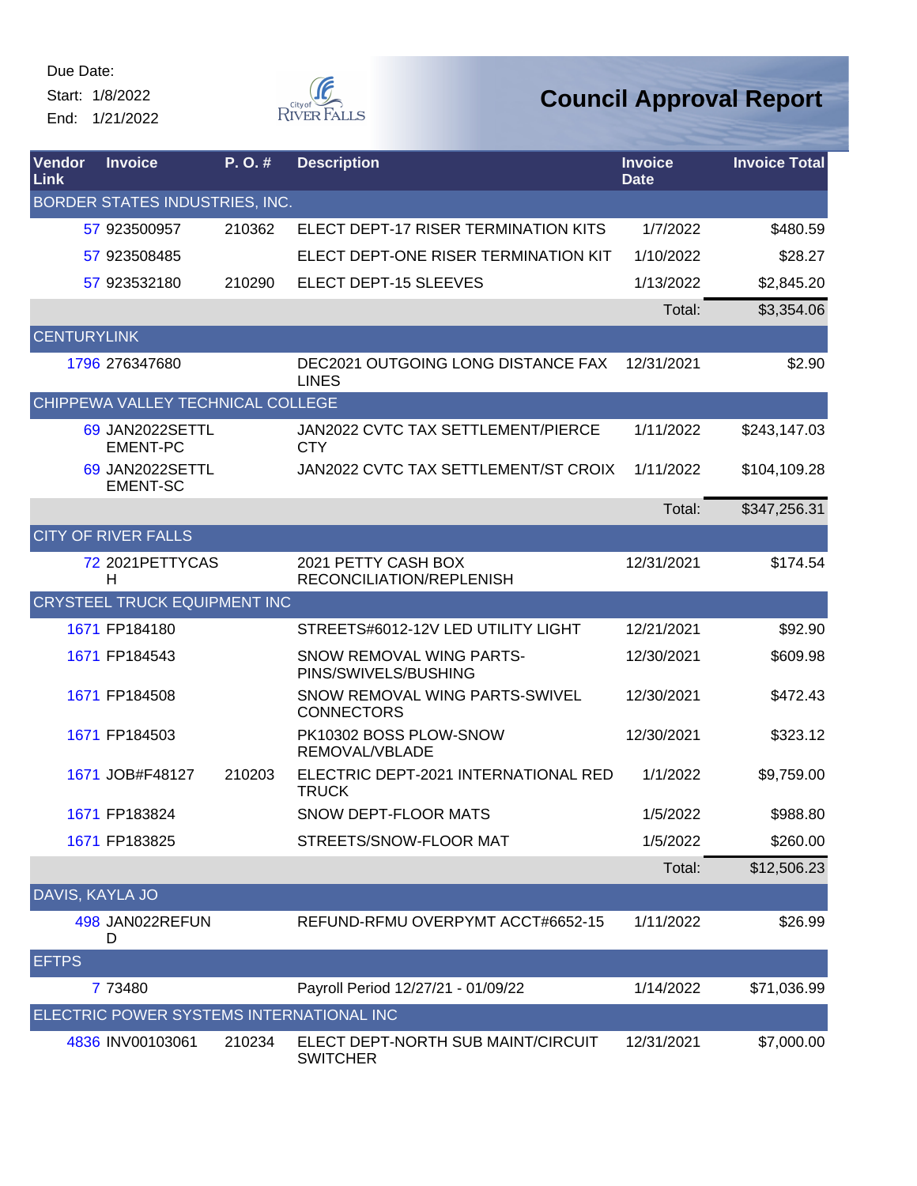Due Date:
Start: 1/8/2022
End: 1/21/2022

# Council Approval Report

| Vendor Link | Invoice | P. O. # | Description | Invoice Date | Invoice Total |
|---|---|---|---|---|---|
| BORDER STATES INDUSTRIES, INC. | | | | | |
| 57 | 923500957 | 210362 | ELECT DEPT-17 RISER TERMINATION KITS | 1/7/2022 | $480.59 |
| 57 | 923508485 | | ELECT DEPT-ONE RISER TERMINATION KIT | 1/10/2022 | $28.27 |
| 57 | 923532180 | 210290 | ELECT DEPT-15 SLEEVES | 1/13/2022 | $2,845.20 |
| | | | | Total: | $3,354.06 |
| CENTURYLINK | | | | | |
| 1796 | 276347680 | | DEC2021 OUTGOING LONG DISTANCE FAX LINES | 12/31/2021 | $2.90 |
| CHIPPEWA VALLEY TECHNICAL COLLEGE | | | | | |
| 69 | JAN2022SETTLEMENT-PC | | JAN2022 CVTC TAX SETTLEMENT/PIERCE CTY | 1/11/2022 | $243,147.03 |
| 69 | JAN2022SETTLEMENT-SC | | JAN2022 CVTC TAX SETTLEMENT/ST CROIX | 1/11/2022 | $104,109.28 |
| | | | | Total: | $347,256.31 |
| CITY OF RIVER FALLS | | | | | |
| 72 | 2021PETTYCASH | | 2021 PETTY CASH BOX RECONCILIATION/REPLENISH | 12/31/2021 | $174.54 |
| CRYSTEEL TRUCK EQUIPMENT INC | | | | | |
| 1671 | FP184180 | | STREETS#6012-12V LED UTILITY LIGHT | 12/21/2021 | $92.90 |
| 1671 | FP184543 | | SNOW REMOVAL WING PARTS-PINS/SWIVELS/BUSHING | 12/30/2021 | $609.98 |
| 1671 | FP184508 | | SNOW REMOVAL WING PARTS-SWIVEL CONNECTORS | 12/30/2021 | $472.43 |
| 1671 | FP184503 | | PK10302 BOSS PLOW-SNOW REMOVAL/VBLADE | 12/30/2021 | $323.12 |
| 1671 | JOB#F48127 | 210203 | ELECTRIC DEPT-2021 INTERNATIONAL RED TRUCK | 1/1/2022 | $9,759.00 |
| 1671 | FP183824 | | SNOW DEPT-FLOOR MATS | 1/5/2022 | $988.80 |
| 1671 | FP183825 | | STREETS/SNOW-FLOOR MAT | 1/5/2022 | $260.00 |
| | | | | Total: | $12,506.23 |
| DAVIS, KAYLA JO | | | | | |
| 498 | JAN022REFUND | | REFUND-RFMU OVERPYMT ACCT#6652-15 | 1/11/2022 | $26.99 |
| EFTPS | | | | | |
| 7 | 73480 | | Payroll Period 12/27/21 - 01/09/22 | 1/14/2022 | $71,036.99 |
| ELECTRIC POWER SYSTEMS INTERNATIONAL INC | | | | | |
| 4836 | INV00103061 | 210234 | ELECT DEPT-NORTH SUB MAINT/CIRCUIT SWITCHER | 12/31/2021 | $7,000.00 |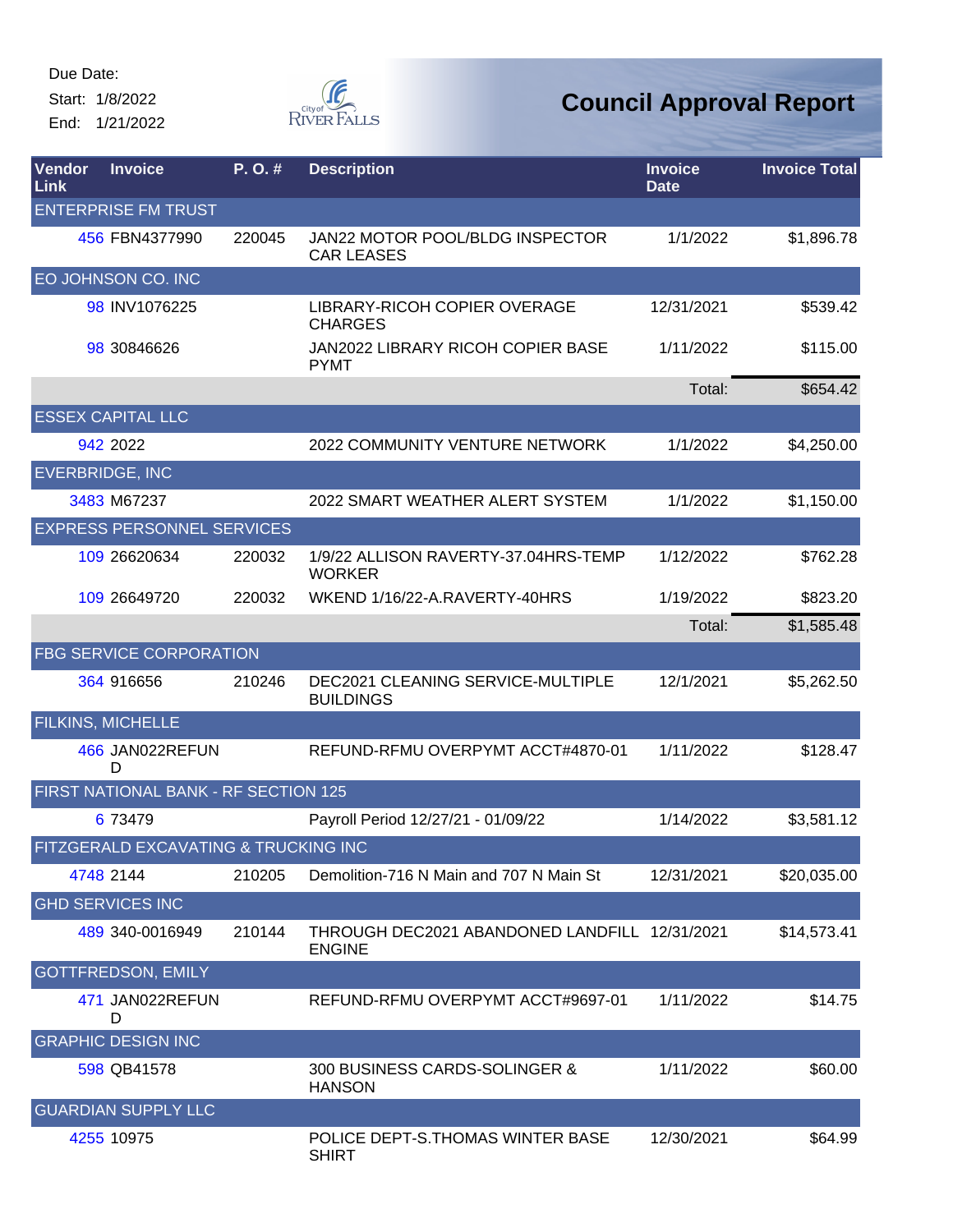Due Date:
Start: 1/8/2022
End: 1/21/2022

# Council Approval Report

| Vendor Link | Invoice | P. O. # | Description | Invoice Date | Invoice Total |
|---|---|---|---|---|---|
| ENTERPRISE FM TRUST | | | | | |
| 456 | FBN4377990 | 220045 | JAN22 MOTOR POOL/BLDG INSPECTOR CAR LEASES | 1/1/2022 | $1,896.78 |
| EO JOHNSON CO. INC | | | | | |
| 98 | INV1076225 | | LIBRARY-RICOH COPIER OVERAGE CHARGES | 12/31/2021 | $539.42 |
| 98 | 30846626 | | JAN2022 LIBRARY RICOH COPIER BASE PYMT | 1/11/2022 | $115.00 |
| | | | | Total: | $654.42 |
| ESSEX CAPITAL LLC | | | | | |
| 942 | 2022 | | 2022 COMMUNITY VENTURE NETWORK | 1/1/2022 | $4,250.00 |
| EVERBRIDGE, INC | | | | | |
| 3483 | M67237 | | 2022 SMART WEATHER ALERT SYSTEM | 1/1/2022 | $1,150.00 |
| EXPRESS PERSONNEL SERVICES | | | | | |
| 109 | 26620634 | 220032 | 1/9/22 ALLISON RAVERTY-37.04HRS-TEMP WORKER | 1/12/2022 | $762.28 |
| 109 | 26649720 | 220032 | WKEND 1/16/22-A.RAVERTY-40HRS | 1/19/2022 | $823.20 |
| | | | | Total: | $1,585.48 |
| FBG SERVICE CORPORATION | | | | | |
| 364 | 916656 | 210246 | DEC2021 CLEANING SERVICE-MULTIPLE BUILDINGS | 12/1/2021 | $5,262.50 |
| FILKINS, MICHELLE | | | | | |
| 466 | JAN022REFUND | | REFUND-RFMU OVERPYMT ACCT#4870-01 | 1/11/2022 | $128.47 |
| FIRST NATIONAL BANK - RF SECTION 125 | | | | | |
| 6 | 73479 | | Payroll Period 12/27/21 - 01/09/22 | 1/14/2022 | $3,581.12 |
| FITZGERALD EXCAVATING & TRUCKING INC | | | | | |
| 4748 | 2144 | 210205 | Demolition-716 N Main and 707 N Main St | 12/31/2021 | $20,035.00 |
| GHD SERVICES INC | | | | | |
| 489 | 340-0016949 | 210144 | THROUGH DEC2021 ABANDONED LANDFILL ENGINE | 12/31/2021 | $14,573.41 |
| GOTTFREDSON, EMILY | | | | | |
| 471 | JAN022REFUND | | REFUND-RFMU OVERPYMT ACCT#9697-01 | 1/11/2022 | $14.75 |
| GRAPHIC DESIGN INC | | | | | |
| 598 | QB41578 | | 300 BUSINESS CARDS-SOLINGER & HANSON | 1/11/2022 | $60.00 |
| GUARDIAN SUPPLY LLC | | | | | |
| 4255 | 10975 | | POLICE DEPT-S.THOMAS WINTER BASE SHIRT | 12/30/2021 | $64.99 |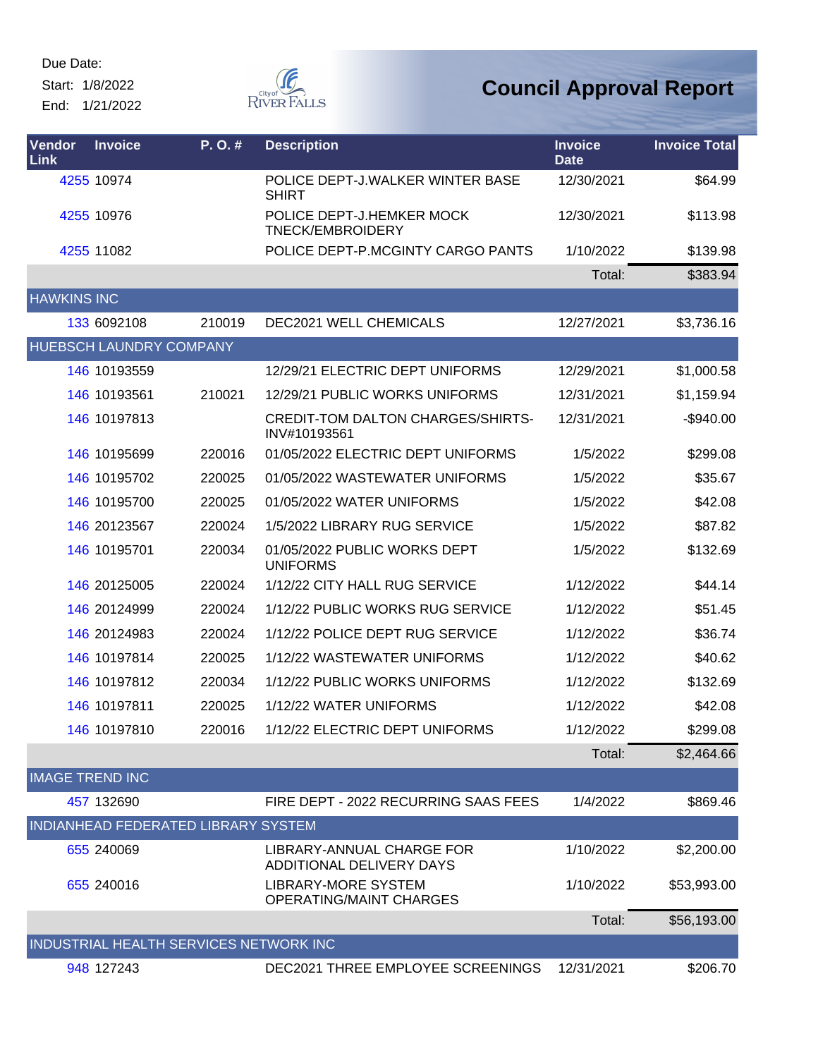Due Date:

Start: 1/8/2022

End: 1/21/2022

# Council Approval Report

| Vendor Link | Invoice | P. O. # | Description | Invoice Date | Invoice Total |
|---|---|---|---|---|---|
| 4255 | 10974 | | POLICE DEPT-J.WALKER WINTER BASE SHIRT | 12/30/2021 | $64.99 |
| 4255 | 10976 | | POLICE DEPT-J.HEMKER MOCK TNECK/EMBROIDERY | 12/30/2021 | $113.98 |
| 4255 | 11082 | | POLICE DEPT-P.MCGINTY CARGO PANTS | 1/10/2022 | $139.98 |
| | | | | Total: | $383.94 |
| HAWKINS INC | | | | | |
| 133 | 6092108 | 210019 | DEC2021 WELL CHEMICALS | 12/27/2021 | $3,736.16 |
| HUEBSCH LAUNDRY COMPANY | | | | | |
| 146 | 10193559 | | 12/29/21 ELECTRIC DEPT UNIFORMS | 12/29/2021 | $1,000.58 |
| 146 | 10193561 | 210021 | 12/29/21 PUBLIC WORKS UNIFORMS | 12/31/2021 | $1,159.94 |
| 146 | 10197813 | | CREDIT-TOM DALTON CHARGES/SHIRTS-INV#10193561 | 12/31/2021 | -$940.00 |
| 146 | 10195699 | 220016 | 01/05/2022 ELECTRIC DEPT UNIFORMS | 1/5/2022 | $299.08 |
| 146 | 10195702 | 220025 | 01/05/2022 WASTEWATER UNIFORMS | 1/5/2022 | $35.67 |
| 146 | 10195700 | 220025 | 01/05/2022 WATER UNIFORMS | 1/5/2022 | $42.08 |
| 146 | 20123567 | 220024 | 1/5/2022 LIBRARY RUG SERVICE | 1/5/2022 | $87.82 |
| 146 | 10195701 | 220034 | 01/05/2022 PUBLIC WORKS DEPT UNIFORMS | 1/5/2022 | $132.69 |
| 146 | 20125005 | 220024 | 1/12/22 CITY HALL RUG SERVICE | 1/12/2022 | $44.14 |
| 146 | 20124999 | 220024 | 1/12/22 PUBLIC WORKS RUG SERVICE | 1/12/2022 | $51.45 |
| 146 | 20124983 | 220024 | 1/12/22 POLICE DEPT RUG SERVICE | 1/12/2022 | $36.74 |
| 146 | 10197814 | 220025 | 1/12/22 WASTEWATER UNIFORMS | 1/12/2022 | $40.62 |
| 146 | 10197812 | 220034 | 1/12/22 PUBLIC WORKS UNIFORMS | 1/12/2022 | $132.69 |
| 146 | 10197811 | 220025 | 1/12/22 WATER UNIFORMS | 1/12/2022 | $42.08 |
| 146 | 10197810 | 220016 | 1/12/22 ELECTRIC DEPT UNIFORMS | 1/12/2022 | $299.08 |
| | | | | Total: | $2,464.66 |
| IMAGE TREND INC | | | | | |
| 457 | 132690 | | FIRE DEPT - 2022 RECURRING SAAS FEES | 1/4/2022 | $869.46 |
| INDIANHEAD FEDERATED LIBRARY SYSTEM | | | | | |
| 655 | 240069 | | LIBRARY-ANNUAL CHARGE FOR ADDITIONAL DELIVERY DAYS | 1/10/2022 | $2,200.00 |
| 655 | 240016 | | LIBRARY-MORE SYSTEM OPERATING/MAINT CHARGES | 1/10/2022 | $53,993.00 |
| | | | | Total: | $56,193.00 |
| INDUSTRIAL HEALTH SERVICES NETWORK INC | | | | | |
| 948 | 127243 | | DEC2021 THREE EMPLOYEE SCREENINGS | 12/31/2021 | $206.70 |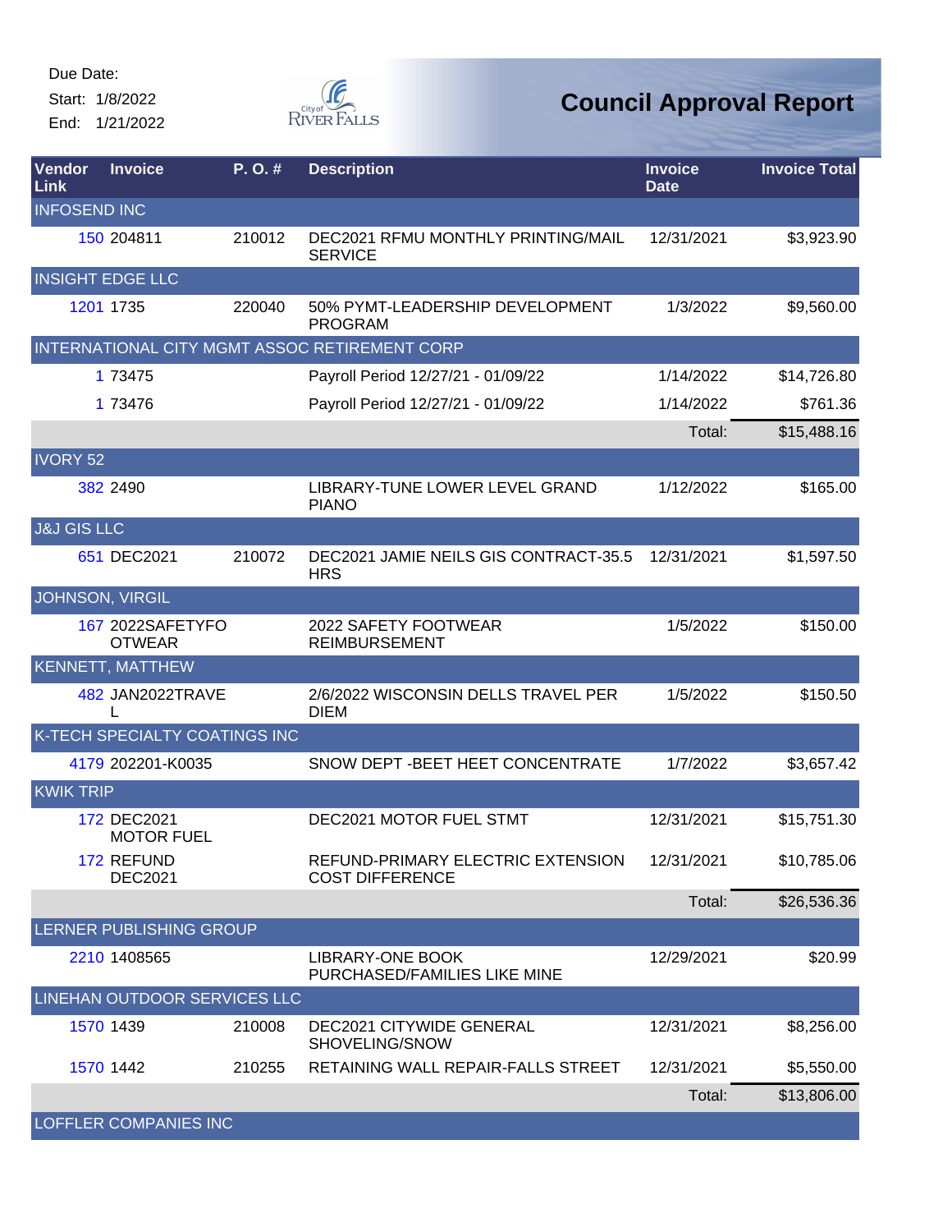Due Date:
Start: 1/8/2022
End: 1/21/2022

# Council Approval Report

| Vendor Link | Invoice | P. O. # | Description | Invoice Date | Invoice Total |
|---|---|---|---|---|---|
| INFOSEND INC | | | | | |
| 150 | 204811 | 210012 | DEC2021 RFMU MONTHLY PRINTING/MAIL SERVICE | 12/31/2021 | $3,923.90 |
| INSIGHT EDGE LLC | | | | | |
| 1201 | 1735 | 220040 | 50% PYMT-LEADERSHIP DEVELOPMENT PROGRAM | 1/3/2022 | $9,560.00 |
| INTERNATIONAL CITY MGMT ASSOC RETIREMENT CORP | | | | | |
| 1 | 73475 | | Payroll Period 12/27/21 - 01/09/22 | 1/14/2022 | $14,726.80 |
| 1 | 73476 | | Payroll Period 12/27/21 - 01/09/22 | 1/14/2022 | $761.36 |
| | | | | Total: | $15,488.16 |
| IVORY 52 | | | | | |
| 382 | 2490 | | LIBRARY-TUNE LOWER LEVEL GRAND PIANO | 1/12/2022 | $165.00 |
| J&J GIS LLC | | | | | |
| 651 | DEC2021 | 210072 | DEC2021 JAMIE NEILS GIS CONTRACT-35.5 HRS | 12/31/2021 | $1,597.50 |
| JOHNSON, VIRGIL | | | | | |
| 167 | 2022SAFETYFOOTWEAR | | 2022 SAFETY FOOTWEAR REIMBURSEMENT | 1/5/2022 | $150.00 |
| KENNETT, MATTHEW | | | | | |
| 482 | JAN2022TRAVEL | | 2/6/2022 WISCONSIN DELLS TRAVEL PER DIEM | 1/5/2022 | $150.50 |
| K-TECH SPECIALTY COATINGS INC | | | | | |
| 4179 | 202201-K0035 | | SNOW DEPT -BEET HEET CONCENTRATE | 1/7/2022 | $3,657.42 |
| KWIK TRIP | | | | | |
| 172 | DEC2021 MOTOR FUEL | | DEC2021 MOTOR FUEL STMT | 12/31/2021 | $15,751.30 |
| 172 | REFUND DEC2021 | | REFUND-PRIMARY ELECTRIC EXTENSION COST DIFFERENCE | 12/31/2021 | $10,785.06 |
| | | | | Total: | $26,536.36 |
| LERNER PUBLISHING GROUP | | | | | |
| 2210 | 1408565 | | LIBRARY-ONE BOOK PURCHASED/FAMILIES LIKE MINE | 12/29/2021 | $20.99 |
| LINEHAN OUTDOOR SERVICES LLC | | | | | |
| 1570 | 1439 | 210008 | DEC2021 CITYWIDE GENERAL SHOVELING/SNOW | 12/31/2021 | $8,256.00 |
| 1570 | 1442 | 210255 | RETAINING WALL REPAIR-FALLS STREET | 12/31/2021 | $5,550.00 |
| | | | | Total: | $13,806.00 |
| LOFFLER COMPANIES INC | | | | | |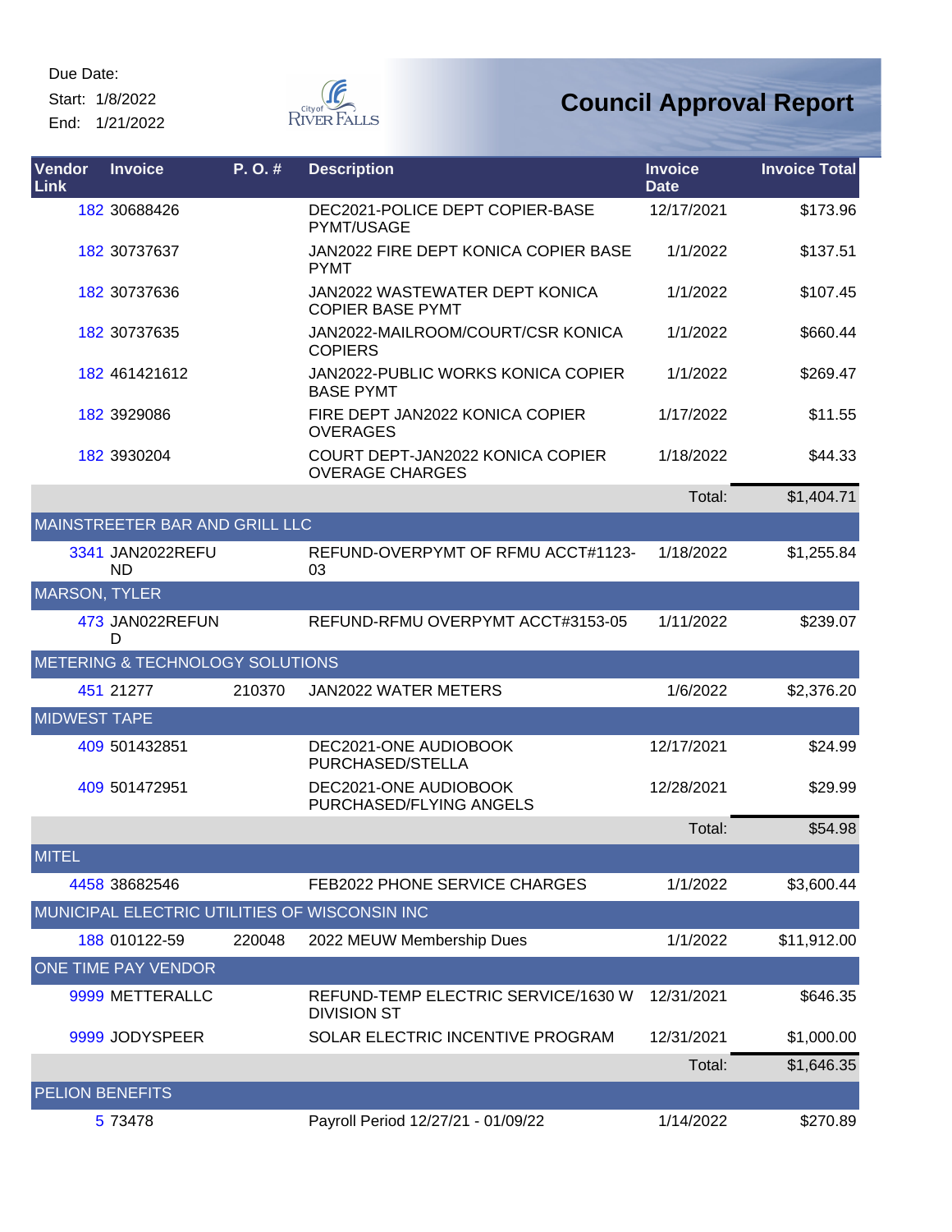Due Date:
Start: 1/8/2022
End: 1/21/2022

City of River Falls

# Council Approval Report

| Vendor Link | Invoice | P. O. # | Description | Invoice Date | Invoice Total |
|---|---|---|---|---|---|
| 182 | 30688426 | | DEC2021-POLICE DEPT COPIER-BASE PYMT/USAGE | 12/17/2021 | $173.96 |
| 182 | 30737637 | | JAN2022 FIRE DEPT KONICA COPIER BASE PYMT | 1/1/2022 | $137.51 |
| 182 | 30737636 | | JAN2022 WASTEWATER DEPT KONICA COPIER BASE PYMT | 1/1/2022 | $107.45 |
| 182 | 30737635 | | JAN2022-MAILROOM/COURT/CSR KONICA COPIERS | 1/1/2022 | $660.44 |
| 182 | 461421612 | | JAN2022-PUBLIC WORKS KONICA COPIER BASE PYMT | 1/1/2022 | $269.47 |
| 182 | 3929086 | | FIRE DEPT JAN2022 KONICA COPIER OVERAGES | 1/17/2022 | $11.55 |
| 182 | 3930204 | | COURT DEPT-JAN2022 KONICA COPIER OVERAGE CHARGES | 1/18/2022 | $44.33 |
| | | | | Total: | $1,404.71 |
| MAINSTREETER BAR AND GRILL LLC | | | | | |
| 3341 | JAN2022REFUND | | REFUND-OVERPYMT OF RFMU ACCT#1123-03 | 1/18/2022 | $1,255.84 |
| MARSON, TYLER | | | | | |
| 473 | JAN022REFUND | | REFUND-RFMU OVERPYMT ACCT#3153-05 | 1/11/2022 | $239.07 |
| METERING & TECHNOLOGY SOLUTIONS | | | | | |
| 451 | 21277 | 210370 | JAN2022 WATER METERS | 1/6/2022 | $2,376.20 |
| MIDWEST TAPE | | | | | |
| 409 | 501432851 | | DEC2021-ONE AUDIOBOOK PURCHASED/STELLA | 12/17/2021 | $24.99 |
| 409 | 501472951 | | DEC2021-ONE AUDIOBOOK PURCHASED/FLYING ANGELS | 12/28/2021 | $29.99 |
| | | | | Total: | $54.98 |
| MITEL | | | | | |
| 4458 | 38682546 | | FEB2022 PHONE SERVICE CHARGES | 1/1/2022 | $3,600.44 |
| MUNICIPAL ELECTRIC UTILITIES OF WISCONSIN INC | | | | | |
| 188 | 010122-59 | 220048 | 2022 MEUW Membership Dues | 1/1/2022 | $11,912.00 |
| ONE TIME PAY VENDOR | | | | | |
| 9999 | METTERALLC | | REFUND-TEMP ELECTRIC SERVICE/1630 W DIVISION ST | 12/31/2021 | $646.35 |
| 9999 | JODYSPEER | | SOLAR ELECTRIC INCENTIVE PROGRAM | 12/31/2021 | $1,000.00 |
| | | | | Total: | $1,646.35 |
| PELION BENEFITS | | | | | |
| 5 | 73478 | | Payroll Period 12/27/21 - 01/09/22 | 1/14/2022 | $270.89 |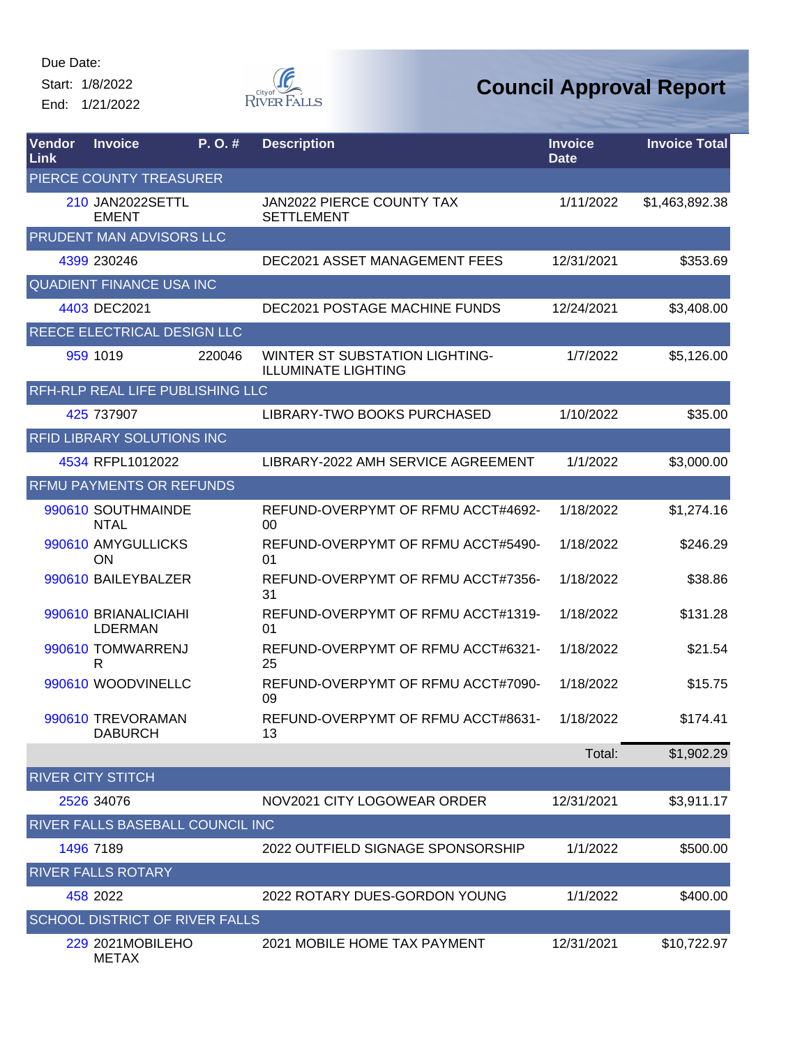Due Date:
Start: 1/8/2022
End: 1/21/2022

# Council Approval Report

| Vendor Link | Invoice | P. O. # | Description | Invoice Date | Invoice Total |
|---|---|---|---|---|---|
| PIERCE COUNTY TREASURER | | | | | |
| 210 | JAN2022SETTLEMENT | | JAN2022 PIERCE COUNTY TAX SETTLEMENT | 1/11/2022 | $1,463,892.38 |
| PRUDENT MAN ADVISORS LLC | | | | | |
| 4399 | 230246 | | DEC2021 ASSET MANAGEMENT FEES | 12/31/2021 | $353.69 |
| QUADIENT FINANCE USA INC | | | | | |
| 4403 | DEC2021 | | DEC2021 POSTAGE MACHINE FUNDS | 12/24/2021 | $3,408.00 |
| REECE ELECTRICAL DESIGN LLC | | | | | |
| 959 | 1019 | 220046 | WINTER ST SUBSTATION LIGHTING-ILLUMINATE LIGHTING | 1/7/2022 | $5,126.00 |
| RFH-RLP REAL LIFE PUBLISHING LLC | | | | | |
| 425 | 737907 | | LIBRARY-TWO BOOKS PURCHASED | 1/10/2022 | $35.00 |
| RFID LIBRARY SOLUTIONS INC | | | | | |
| 4534 | RFPL1012022 | | LIBRARY-2022 AMH SERVICE AGREEMENT | 1/1/2022 | $3,000.00 |
| RFMU PAYMENTS OR REFUNDS | | | | | |
| 990610 | SOUTHMAINDENTAL | | REFUND-OVERPYMT OF RFMU ACCT#4692-00 | 1/18/2022 | $1,274.16 |
| 990610 | AMYGULLICKSON | | REFUND-OVERPYMT OF RFMU ACCT#5490-01 | 1/18/2022 | $246.29 |
| 990610 | BAILEYBALZER | | REFUND-OVERPYMT OF RFMU ACCT#7356-31 | 1/18/2022 | $38.86 |
| 990610 | BRIANALICIAHILDERMAN | | REFUND-OVERPYMT OF RFMU ACCT#1319-01 | 1/18/2022 | $131.28 |
| 990610 | TOMWARRENJR | | REFUND-OVERPYMT OF RFMU ACCT#6321-25 | 1/18/2022 | $21.54 |
| 990610 | WOODVINELLC | | REFUND-OVERPYMT OF RFMU ACCT#7090-09 | 1/18/2022 | $15.75 |
| 990610 | TREVORAMANDABURCH | | REFUND-OVERPYMT OF RFMU ACCT#8631-13 | 1/18/2022 | $174.41 |
| | | | | Total: | $1,902.29 |
| RIVER CITY STITCH | | | | | |
| 2526 | 34076 | | NOV2021 CITY LOGOWEAR ORDER | 12/31/2021 | $3,911.17 |
| RIVER FALLS BASEBALL COUNCIL INC | | | | | |
| 1496 | 7189 | | 2022 OUTFIELD SIGNAGE SPONSORSHIP | 1/1/2022 | $500.00 |
| RIVER FALLS ROTARY | | | | | |
| 458 | 2022 | | 2022 ROTARY DUES-GORDON YOUNG | 1/1/2022 | $400.00 |
| SCHOOL DISTRICT OF RIVER FALLS | | | | | |
| 229 | 2021MOBILEHOMETAX | | 2021 MOBILE HOME TAX PAYMENT | 12/31/2021 | $10,722.97 |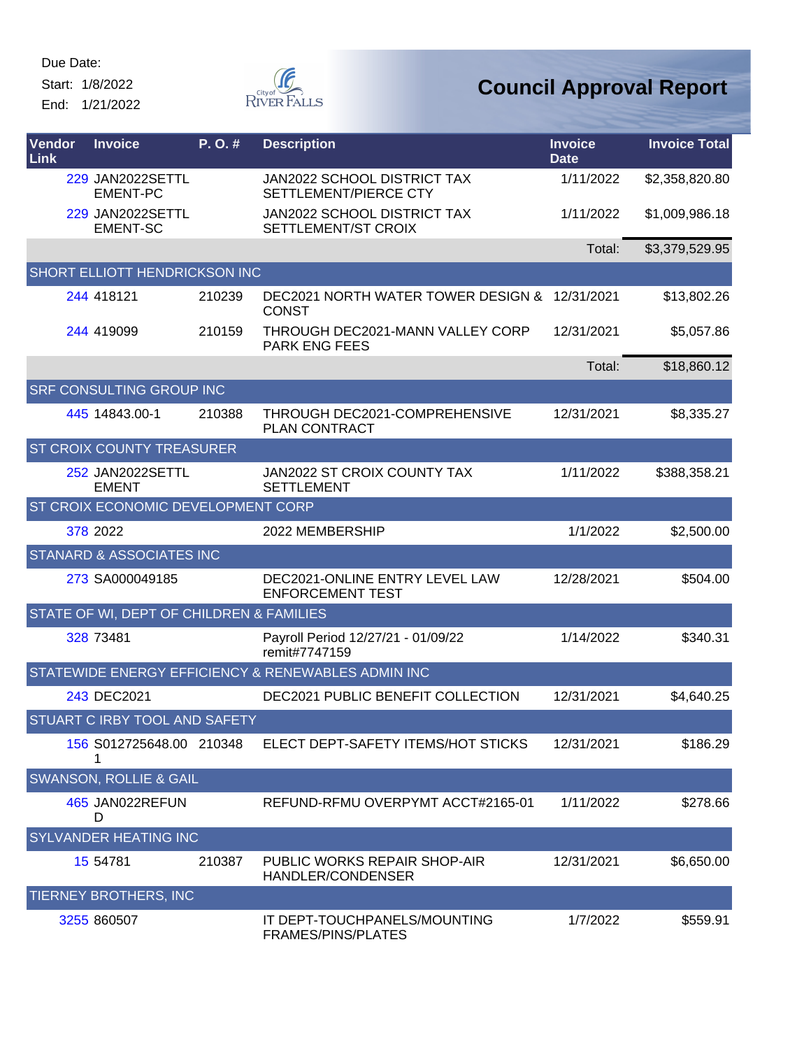Due Date:
Start: 1/8/2022
End: 1/21/2022

# Council Approval Report

| Vendor Link | Invoice | P. O. # | Description | Invoice Date | Invoice Total |
|---|---|---|---|---|---|
| 229 | JAN2022SETTLEMENT-PC | | JAN2022 SCHOOL DISTRICT TAX SETTLEMENT/PIERCE CTY | 1/11/2022 | $2,358,820.80 |
| 229 | JAN2022SETTLEMENT-SC | | JAN2022 SCHOOL DISTRICT TAX SETTLEMENT/ST CROIX | 1/11/2022 | $1,009,986.18 |
| | | | | Total: | $3,379,529.95 |
| SHORT ELLIOTT HENDRICKSON INC | | | | | |
| 244 | 418121 | 210239 | DEC2021 NORTH WATER TOWER DESIGN & CONST | 12/31/2021 | $13,802.26 |
| 244 | 419099 | 210159 | THROUGH DEC2021-MANN VALLEY CORP PARK ENG FEES | 12/31/2021 | $5,057.86 |
| | | | | Total: | $18,860.12 |
| SRF CONSULTING GROUP INC | | | | | |
| 445 | 14843.00-1 | 210388 | THROUGH DEC2021-COMPREHENSIVE PLAN CONTRACT | 12/31/2021 | $8,335.27 |
| ST CROIX COUNTY TREASURER | | | | | |
| 252 | JAN2022SETTLEMENT | | JAN2022 ST CROIX COUNTY TAX SETTLEMENT | 1/11/2022 | $388,358.21 |
| ST CROIX ECONOMIC DEVELOPMENT CORP | | | | | |
| 378 | 2022 | | 2022 MEMBERSHIP | 1/1/2022 | $2,500.00 |
| STANARD & ASSOCIATES INC | | | | | |
| 273 | SA000049185 | | DEC2021-ONLINE ENTRY LEVEL LAW ENFORCEMENT TEST | 12/28/2021 | $504.00 |
| STATE OF WI, DEPT OF CHILDREN & FAMILIES | | | | | |
| 328 | 73481 | | Payroll Period 12/27/21 - 01/09/22 remit#7747159 | 1/14/2022 | $340.31 |
| STATEWIDE ENERGY EFFICIENCY & RENEWABLES ADMIN INC | | | | | |
| 243 | DEC2021 | | DEC2021 PUBLIC BENEFIT COLLECTION | 12/31/2021 | $4,640.25 |
| STUART C IRBY TOOL AND SAFETY | | | | | |
| 156 | S012725648.001 | 210348 | ELECT DEPT-SAFETY ITEMS/HOT STICKS | 12/31/2021 | $186.29 |
| SWANSON, ROLLIE & GAIL | | | | | |
| 465 | JAN022REFUND | | REFUND-RFMU OVERPYMT ACCT#2165-01 | 1/11/2022 | $278.66 |
| SYLVANDER HEATING INC | | | | | |
| 15 | 54781 | 210387 | PUBLIC WORKS REPAIR SHOP-AIR HANDLER/CONDENSER | 12/31/2021 | $6,650.00 |
| TIERNEY BROTHERS, INC | | | | | |
| 3255 | 860507 | | IT DEPT-TOUCHPANELS/MOUNTING FRAMES/PINS/PLATES | 1/7/2022 | $559.91 |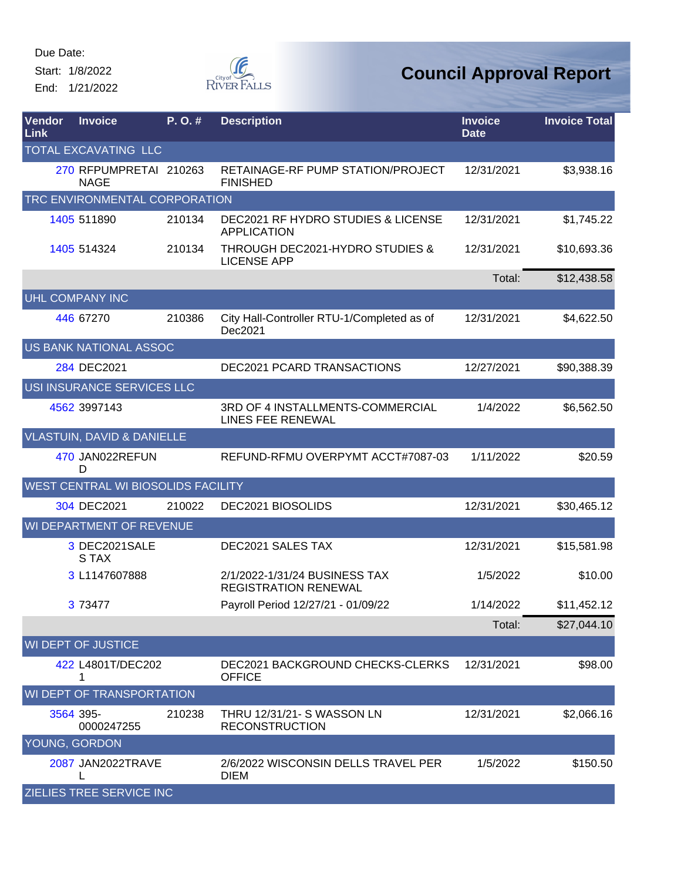Due Date:
Start: 1/8/2022
End: 1/21/2022

City of River Falls

# Council Approval Report

| Vendor Link | Invoice | P. O. # | Description | Invoice Date | Invoice Total |
|---|---|---|---|---|---|
| TOTAL EXCAVATING LLC | | | | | |
| 270 | RFPUMPRETAINAGE | 210263 | RETAINAGE-RF PUMP STATION/PROJECT FINISHED | 12/31/2021 | $3,938.16 |
| TRC ENVIRONMENTAL CORPORATION | | | | | |
| 1405 | 511890 | 210134 | DEC2021 RF HYDRO STUDIES & LICENSE APPLICATION | 12/31/2021 | $1,745.22 |
| 1405 | 514324 | 210134 | THROUGH DEC2021-HYDRO STUDIES & LICENSE APP | 12/31/2021 | $10,693.36 |
| | | | | Total: | $12,438.58 |
| UHL COMPANY INC | | | | | |
| 446 | 67270 | 210386 | City Hall-Controller RTU-1/Completed as of Dec2021 | 12/31/2021 | $4,622.50 |
| US BANK NATIONAL ASSOC | | | | | |
| 284 | DEC2021 | | DEC2021 PCARD TRANSACTIONS | 12/27/2021 | $90,388.39 |
| USI INSURANCE SERVICES LLC | | | | | |
| 4562 | 3997143 | | 3RD OF 4 INSTALLMENTS-COMMERCIAL LINES FEE RENEWAL | 1/4/2022 | $6,562.50 |
| VLASTUIN, DAVID & DANIELLE | | | | | |
| 470 | JAN022REFUND | | REFUND-RFMU OVERPYMT ACCT#7087-03 | 1/11/2022 | $20.59 |
| WEST CENTRAL WI BIOSOLIDS FACILITY | | | | | |
| 304 | DEC2021 | 210022 | DEC2021 BIOSOLIDS | 12/31/2021 | $30,465.12 |
| WI DEPARTMENT OF REVENUE | | | | | |
| 3 | DEC2021SALES TAX | | DEC2021 SALES TAX | 12/31/2021 | $15,581.98 |
| 3 | L1147607888 | | 2/1/2022-1/31/24 BUSINESS TAX REGISTRATION RENEWAL | 1/5/2022 | $10.00 |
| 3 | 73477 | | Payroll Period 12/27/21 - 01/09/22 | 1/14/2022 | $11,452.12 |
| | | | | Total: | $27,044.10 |
| WI DEPT OF JUSTICE | | | | | |
| 422 | L4801T/DEC2021 | | DEC2021 BACKGROUND CHECKS-CLERKS OFFICE | 12/31/2021 | $98.00 |
| WI DEPT OF TRANSPORTATION | | | | | |
| 3564 | 395-0000247255 | 210238 | THRU 12/31/21- S WASSON LN RECONSTRUCTION | 12/31/2021 | $2,066.16 |
| YOUNG, GORDON | | | | | |
| 2087 | JAN2022TRAVEL | | 2/6/2022 WISCONSIN DELLS TRAVEL PER DIEM | 1/5/2022 | $150.50 |
| ZIELIES TREE SERVICE INC | | | | | |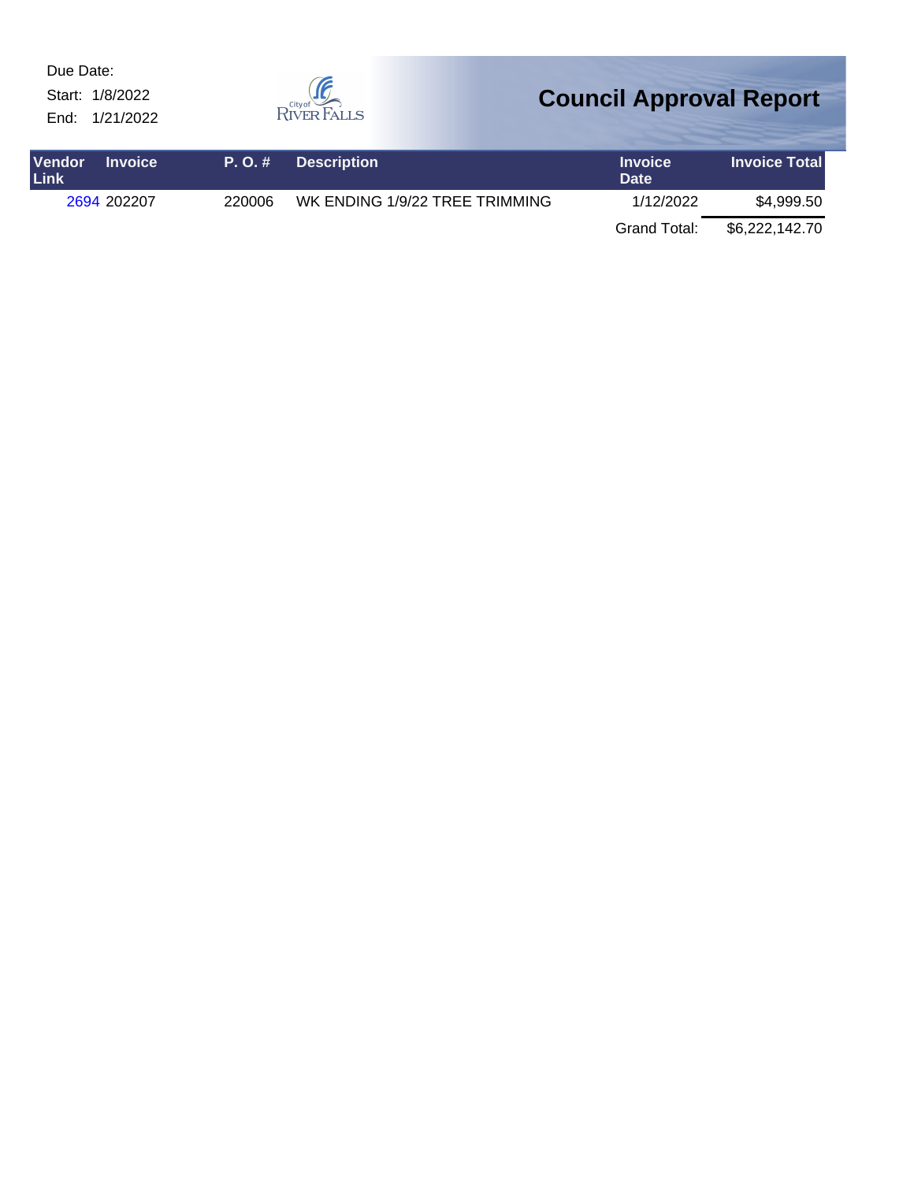Due Date:

Start: 1/8/2022

End: 1/21/2022

City of RIVER FALLS

# Council Approval Report

| Vendor Link | Invoice | P. O. # | Description | Invoice Date | Invoice Total |
|---|---|---|---|---|---|
| 2694 | 202207 | 220006 | WK ENDING 1/9/22 TREE TRIMMING | 1/12/2022 | $4,999.50 |
| | | | | Grand Total: | $6,222,142.70 |